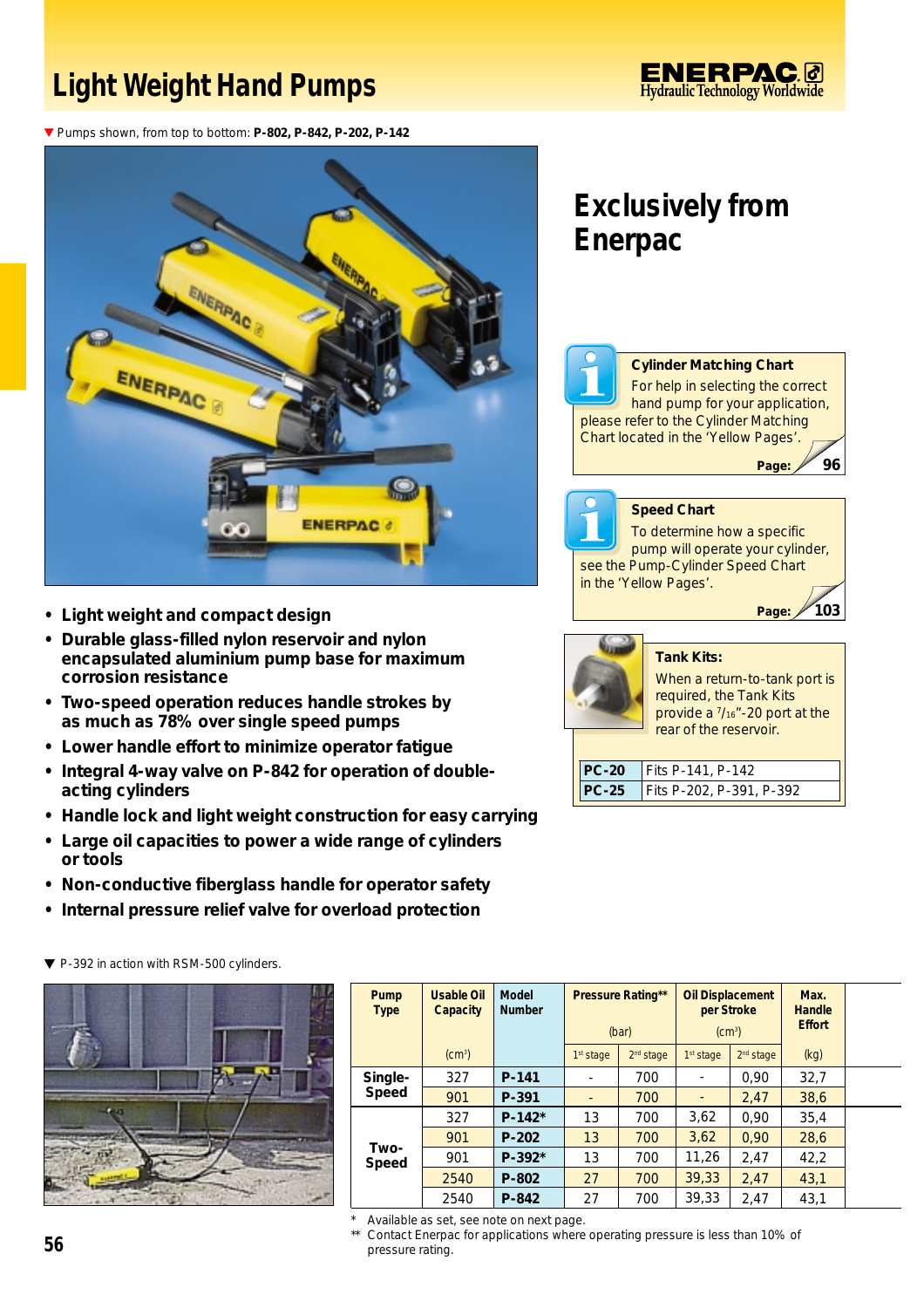# Light Weight Hand Pumps

ENERPAC Hydraulic Technology Worldwide

▼ Pumps shown, from top to bottom: **P-802, P-842, P-202, P-142**

- **Light weight and compact design**
- **Durable glass-filled nylon reservoir and nylon encapsulated aluminium pump base for maximum corrosion resistance**
- **Two-speed operation reduces handle strokes by as much as 78% over single speed pumps**
- **Lower handle effort to minimize operator fatigue**
- **Integral 4-way valve on P-842 for operation of double-acting cylinders**
- **Handle lock and light weight construction for easy carrying**
- **Large oil capacities to power a wide range of cylinders or tools**
- **Non-conductive fiberglass handle for operator safety**
- **Internal pressure relief valve for overload protection**

## Exclusively from Enerpac

**Cylinder Matching Chart**
For help in selecting the correct hand pump for your application, please refer to the Cylinder Matching Chart located in the 'Yellow Pages'.
**Page:** 96

**Speed Chart**
To determine how a specific pump will operate your cylinder, see the Pump-Cylinder Speed Chart in the 'Yellow Pages'.
**Page:** 103

**Tank Kits:**
When a return-to-tank port is required, the Tank Kits provide a 7/16"-20 port at the rear of the reservoir.

| | |
|---|---|
| **PC-20** | Fits P-141, P-142 |
| **PC-25** | Fits P-202, P-391, P-392 |

▼ P-392 in action with RSM-500 cylinders.

| Pump Type | Usable Oil Capacity | Model Number | Pressure Rating** (bar) | | Oil Displacement per Stroke ($cm^3$) | | Max. Handle Effort |
|---|---|---|---|---|---|---|---|
| | ($cm^3$) | | 1st stage | 2nd stage | 1st stage | 2nd stage | (kg) |
| **Single-Speed** | 327 | **P-141** | - | 700 | - | 0,90 | 32,7 |
| | 901 | **P-391** | - | 700 | - | 2,47 | 38,6 |
| **Two-Speed** | 327 | **P-142*** | 13 | 700 | 3,62 | 0,90 | 35,4 |
| | 901 | **P-202** | 13 | 700 | 3,62 | 0,90 | 28,6 |
| | 901 | **P-392*** | 13 | 700 | 11,26 | 2,47 | 42,2 |
| | 2540 | **P-802** | 27 | 700 | 39,33 | 2,47 | 43,1 |
| | 2540 | **P-842** | 27 | 700 | 39,33 | 2,47 | 43,1 |

\* Available as set, see note on next page.
** Contact Enerpac for applications where operating pressure is less than 10% of pressure rating.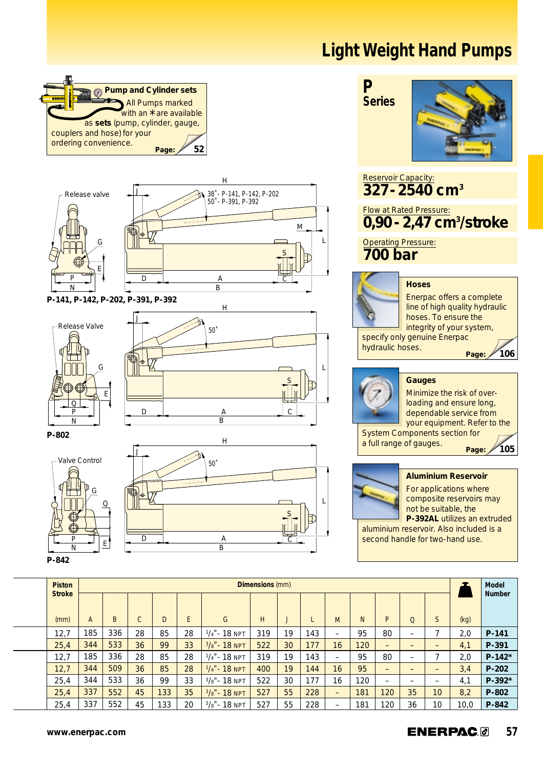# Light Weight Hand Pumps

**Pump and Cylinder sets**

All Pumps marked with an ∗ are available as **sets** (pump, cylinder, gauge, couplers and hose) for your ordering convenience.

**Page: 52**

## P Series

Reservoir Capacity:
**327 - 2540 cm³**

Flow at Rated Pressure:
**0,90 - 2,47 cm³/stroke**

Operating Pressure:
**700 bar**

Release valve

38˚- P-141, P-142, P-202
50˚- P-391, P-392

**P-141, P-142, P-202, P-391, P-392**

Release Valve

50˚

**P-802**

Valve Control

50˚

**P-842**

### Hoses

Enerpac offers a complete line of high quality hydraulic hoses. To ensure the integrity of your system, specify only genuine Enerpac hydraulic hoses.

**Page: 106**

### Gauges

Minimize the risk of over-loading and ensure long, dependable service from your equipment. Refer to the System Components section for a full range of gauges.

**Page: 105**

### Aluminium Reservoir

For applications where composite reservoirs may not be suitable, the **P-392AL** utilizes an extruded aluminium reservoir. Also included is a second handle for two-hand use.

| Piston Stroke | **Dimensions** (mm) | | | | | | | | | | | | | | Weight | Model Number |
|---|---|---|---|---|---|---|---|---|---|---|---|---|---|---|---|---|
| (mm) | A | B | C | D | E | G | H | J | L | M | N | P | Q | S | (kg) | |
| 12,7 | 185 | 336 | 28 | 85 | 28 | 1/4"- 18 NPT | 319 | 19 | 143 | – | 95 | 80 | – | 7 | 2,0 | **P-141** |
| 25,4 | 344 | 533 | 36 | 99 | 33 | 3/8"- 18 NPT | 522 | 30 | 177 | 16 | 120 | – | – | – | 4,1 | **P-391** |
| 12,7 | 185 | 336 | 28 | 85 | 28 | 1/4"- 18 NPT | 319 | 19 | 143 | – | 95 | 80 | – | 7 | 2,0 | **P-142*** |
| 12,7 | 344 | 509 | 36 | 85 | 28 | 1/4"- 18 NPT | 400 | 19 | 144 | 16 | 95 | – | – | – | 3,4 | **P-202** |
| 25,4 | 344 | 533 | 36 | 99 | 33 | 3/8"- 18 NPT | 522 | 30 | 177 | 16 | 120 | – | – | – | 4,1 | **P-392*** |
| 25,4 | 337 | 552 | 45 | 133 | 35 | 3/8"- 18 NPT | 527 | 55 | 228 | – | 181 | 120 | 35 | 10 | 8,2 | **P-802** |
| 25,4 | 337 | 552 | 45 | 133 | 20 | 3/8"- 18 NPT | 527 | 55 | 228 | – | 181 | 120 | 36 | 10 | 10,0 | **P-842** |

www.enerpac.com